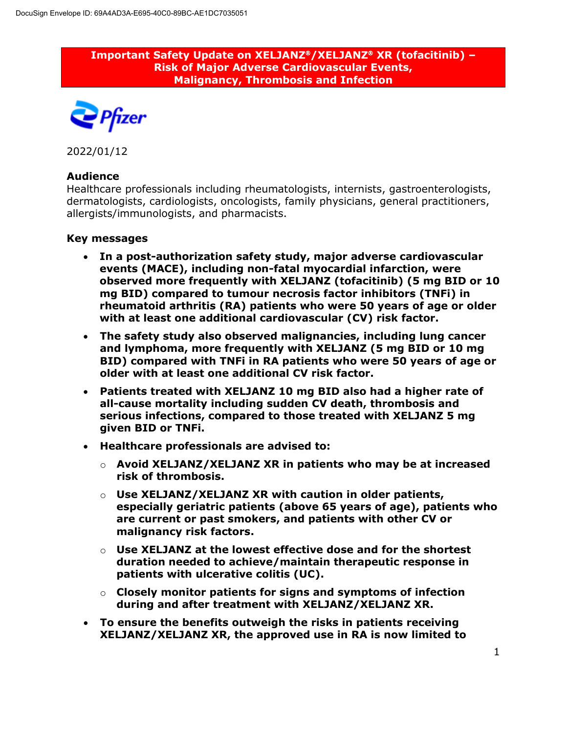DocuSign Envelope ID: 69A4AD3A-E695-40C0-89BC-AE1DC7035051

# Important Safety Update on XELJANZ®/XELJANZ® XR (tofacitinib) – Risk of Major Adverse Cardiovascular Events, Malignancy, Thrombosis and Infection

Pfizer

2022/01/12

**Audience**

Healthcare professionals including rheumatologists, internists, gastroenterologists, dermatologists, cardiologists, oncologists, family physicians, general practitioners, allergists/immunologists, and pharmacists.

**Key messages**

- **In a post-authorization safety study, major adverse cardiovascular events (MACE), including non-fatal myocardial infarction, were observed more frequently with XELJANZ (tofacitinib) (5 mg BID or 10 mg BID) compared to tumour necrosis factor inhibitors (TNFi) in rheumatoid arthritis (RA) patients who were 50 years of age or older with at least one additional cardiovascular (CV) risk factor.**
- **The safety study also observed malignancies, including lung cancer and lymphoma, more frequently with XELJANZ (5 mg BID or 10 mg BID) compared with TNFi in RA patients who were 50 years of age or older with at least one additional CV risk factor.**
- **Patients treated with XELJANZ 10 mg BID also had a higher rate of all-cause mortality including sudden CV death, thrombosis and serious infections, compared to those treated with XELJANZ 5 mg given BID or TNFi.**
- **Healthcare professionals are advised to:**
  - **Avoid XELJANZ/XELJANZ XR in patients who may be at increased risk of thrombosis.**
  - **Use XELJANZ/XELJANZ XR with caution in older patients, especially geriatric patients (above 65 years of age), patients who are current or past smokers, and patients with other CV or malignancy risk factors.**
  - **Use XELJANZ at the lowest effective dose and for the shortest duration needed to achieve/maintain therapeutic response in patients with ulcerative colitis (UC).**
  - **Closely monitor patients for signs and symptoms of infection during and after treatment with XELJANZ/XELJANZ XR.**
- **To ensure the benefits outweigh the risks in patients receiving XELJANZ/XELJANZ XR, the approved use in RA is now limited to**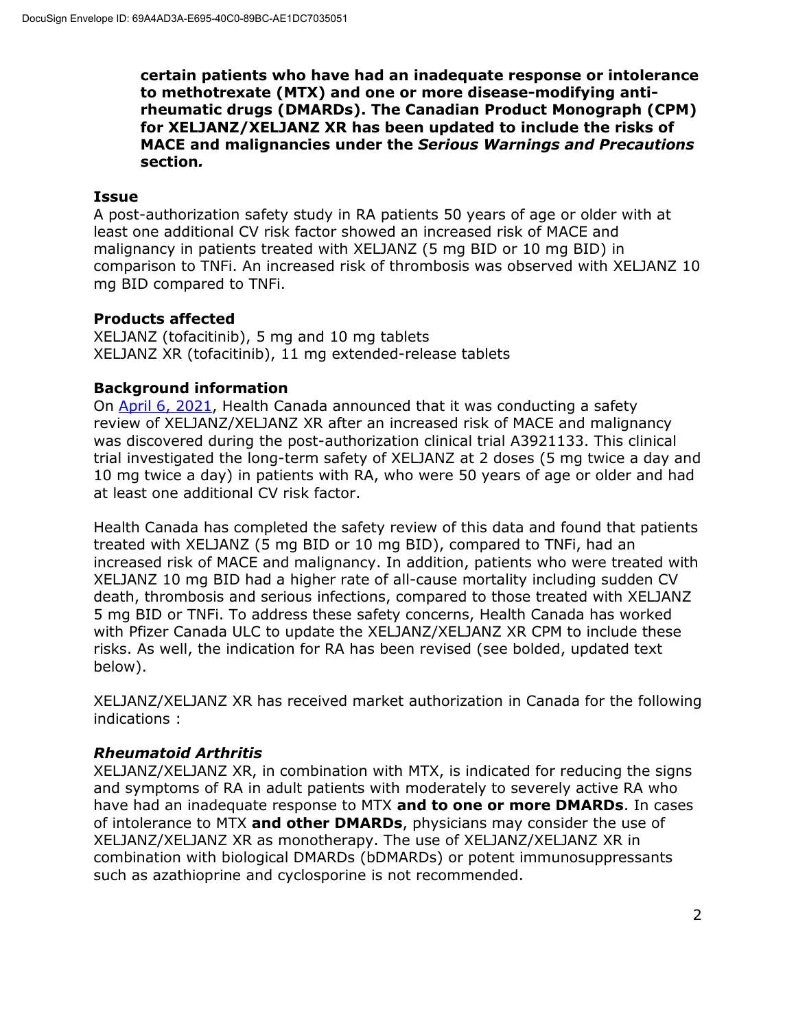**certain patients who have had an inadequate response or intolerance to methotrexate (MTX) and one or more disease-modifying anti-rheumatic drugs (DMARDs). The Canadian Product Monograph (CPM) for XELJANZ/XELJANZ XR has been updated to include the risks of MACE and malignancies under the *Serious Warnings and Precautions* section*.***

### Issue

A post-authorization safety study in RA patients 50 years of age or older with at least one additional CV risk factor showed an increased risk of MACE and malignancy in patients treated with XELJANZ (5 mg BID or 10 mg BID) in comparison to TNFi. An increased risk of thrombosis was observed with XELJANZ 10 mg BID compared to TNFi.

### Products affected

XELJANZ (tofacitinib), 5 mg and 10 mg tablets
XELJANZ XR (tofacitinib), 11 mg extended-release tablets

### Background information

On April 6, 2021, Health Canada announced that it was conducting a safety review of XELJANZ/XELJANZ XR after an increased risk of MACE and malignancy was discovered during the post-authorization clinical trial A3921133. This clinical trial investigated the long-term safety of XELJANZ at 2 doses (5 mg twice a day and 10 mg twice a day) in patients with RA, who were 50 years of age or older and had at least one additional CV risk factor.

Health Canada has completed the safety review of this data and found that patients treated with XELJANZ (5 mg BID or 10 mg BID), compared to TNFi, had an increased risk of MACE and malignancy. In addition, patients who were treated with XELJANZ 10 mg BID had a higher rate of all-cause mortality including sudden CV death, thrombosis and serious infections, compared to those treated with XELJANZ 5 mg BID or TNFi. To address these safety concerns, Health Canada has worked with Pfizer Canada ULC to update the XELJANZ/XELJANZ XR CPM to include these risks. As well, the indication for RA has been revised (see bolded, updated text below).

XELJANZ/XELJANZ XR has received market authorization in Canada for the following indications :

#### *Rheumatoid Arthritis*

XELJANZ/XELJANZ XR, in combination with MTX, is indicated for reducing the signs and symptoms of RA in adult patients with moderately to severely active RA who have had an inadequate response to MTX **and to one or more DMARDs**. In cases of intolerance to MTX **and other DMARDs**, physicians may consider the use of XELJANZ/XELJANZ XR as monotherapy. The use of XELJANZ/XELJANZ XR in combination with biological DMARDs (bDMARDs) or potent immunosuppressants such as azathioprine and cyclosporine is not recommended.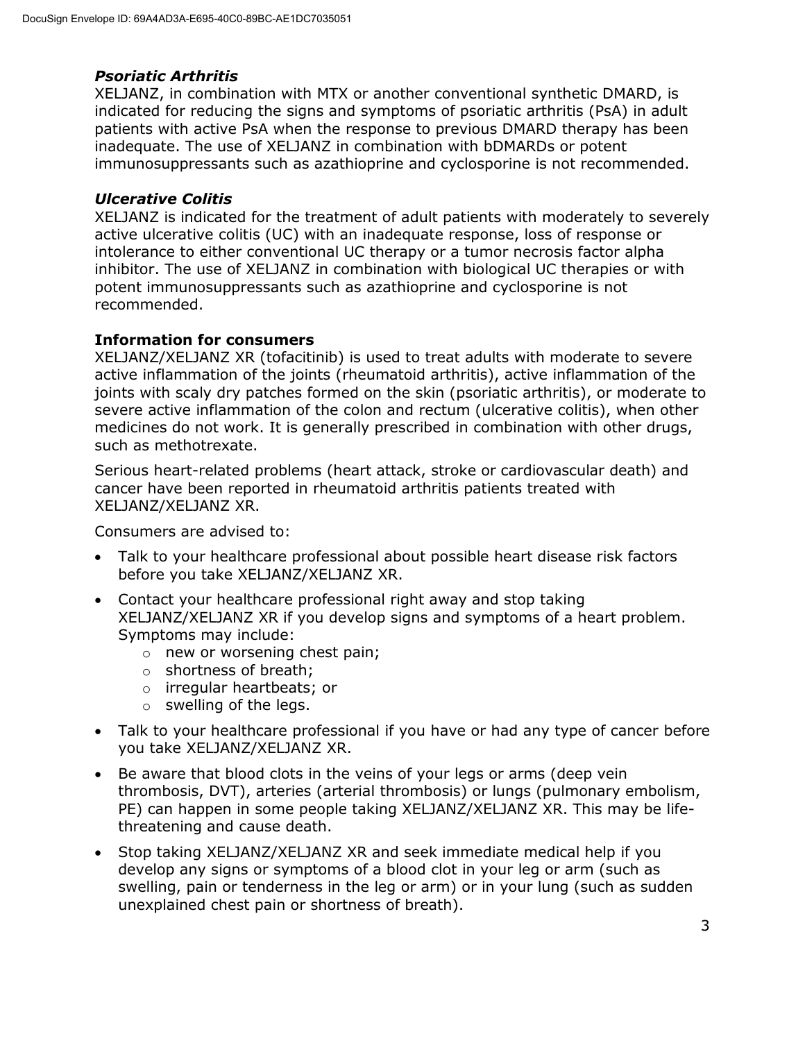### *Psoriatic Arthritis*

XELJANZ, in combination with MTX or another conventional synthetic DMARD, is indicated for reducing the signs and symptoms of psoriatic arthritis (PsA) in adult patients with active PsA when the response to previous DMARD therapy has been inadequate. The use of XELJANZ in combination with bDMARDs or potent immunosuppressants such as azathioprine and cyclosporine is not recommended.

### *Ulcerative Colitis*

XELJANZ is indicated for the treatment of adult patients with moderately to severely active ulcerative colitis (UC) with an inadequate response, loss of response or intolerance to either conventional UC therapy or a tumor necrosis factor alpha inhibitor. The use of XELJANZ in combination with biological UC therapies or with potent immunosuppressants such as azathioprine and cyclosporine is not recommended.

## Information for consumers

XELJANZ/XELJANZ XR (tofacitinib) is used to treat adults with moderate to severe active inflammation of the joints (rheumatoid arthritis), active inflammation of the joints with scaly dry patches formed on the skin (psoriatic arthritis), or moderate to severe active inflammation of the colon and rectum (ulcerative colitis), when other medicines do not work. It is generally prescribed in combination with other drugs, such as methotrexate.

Serious heart-related problems (heart attack, stroke or cardiovascular death) and cancer have been reported in rheumatoid arthritis patients treated with XELJANZ/XELJANZ XR.

Consumers are advised to:

- Talk to your healthcare professional about possible heart disease risk factors before you take XELJANZ/XELJANZ XR.
- Contact your healthcare professional right away and stop taking XELJANZ/XELJANZ XR if you develop signs and symptoms of a heart problem. Symptoms may include:
  - new or worsening chest pain;
  - shortness of breath;
  - irregular heartbeats; or
  - swelling of the legs.
- Talk to your healthcare professional if you have or had any type of cancer before you take XELJANZ/XELJANZ XR.
- Be aware that blood clots in the veins of your legs or arms (deep vein thrombosis, DVT), arteries (arterial thrombosis) or lungs (pulmonary embolism, PE) can happen in some people taking XELJANZ/XELJANZ XR. This may be life-threatening and cause death.
- Stop taking XELJANZ/XELJANZ XR and seek immediate medical help if you develop any signs or symptoms of a blood clot in your leg or arm (such as swelling, pain or tenderness in the leg or arm) or in your lung (such as sudden unexplained chest pain or shortness of breath).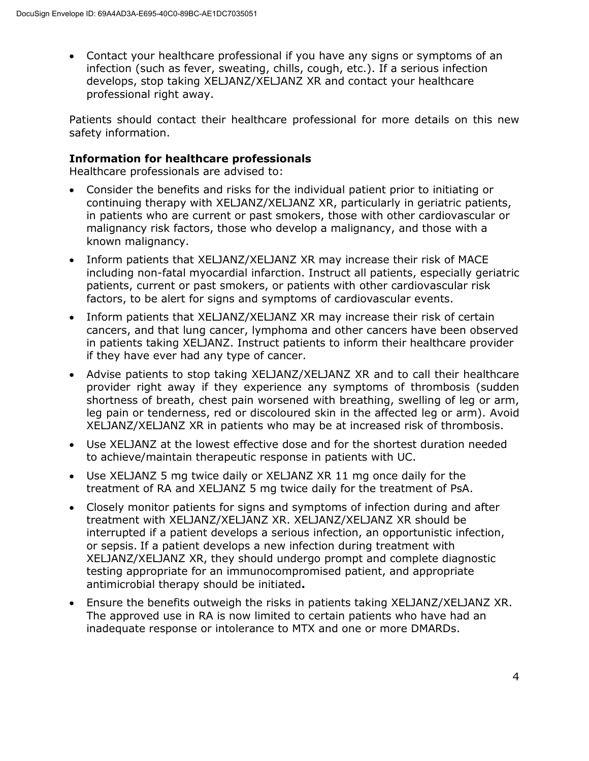- Contact your healthcare professional if you have any signs or symptoms of an infection (such as fever, sweating, chills, cough, etc.). If a serious infection develops, stop taking XELJANZ/XELJANZ XR and contact your healthcare professional right away.

Patients should contact their healthcare professional for more details on this new safety information.

**Information for healthcare professionals**
Healthcare professionals are advised to:

- Consider the benefits and risks for the individual patient prior to initiating or continuing therapy with XELJANZ/XELJANZ XR, particularly in geriatric patients, in patients who are current or past smokers, those with other cardiovascular or malignancy risk factors, those who develop a malignancy, and those with a known malignancy.
- Inform patients that XELJANZ/XELJANZ XR may increase their risk of MACE including non-fatal myocardial infarction. Instruct all patients, especially geriatric patients, current or past smokers, or patients with other cardiovascular risk factors, to be alert for signs and symptoms of cardiovascular events.
- Inform patients that XELJANZ/XELJANZ XR may increase their risk of certain cancers, and that lung cancer, lymphoma and other cancers have been observed in patients taking XELJANZ. Instruct patients to inform their healthcare provider if they have ever had any type of cancer.
- Advise patients to stop taking XELJANZ/XELJANZ XR and to call their healthcare provider right away if they experience any symptoms of thrombosis (sudden shortness of breath, chest pain worsened with breathing, swelling of leg or arm, leg pain or tenderness, red or discoloured skin in the affected leg or arm). Avoid XELJANZ/XELJANZ XR in patients who may be at increased risk of thrombosis.
- Use XELJANZ at the lowest effective dose and for the shortest duration needed to achieve/maintain therapeutic response in patients with UC.
- Use XELJANZ 5 mg twice daily or XELJANZ XR 11 mg once daily for the treatment of RA and XELJANZ 5 mg twice daily for the treatment of PsA.
- Closely monitor patients for signs and symptoms of infection during and after treatment with XELJANZ/XELJANZ XR. XELJANZ/XELJANZ XR should be interrupted if a patient develops a serious infection, an opportunistic infection, or sepsis. If a patient develops a new infection during treatment with XELJANZ/XELJANZ XR, they should undergo prompt and complete diagnostic testing appropriate for an immunocompromised patient, and appropriate antimicrobial therapy should be initiated**.**
- Ensure the benefits outweigh the risks in patients taking XELJANZ/XELJANZ XR. The approved use in RA is now limited to certain patients who have had an inadequate response or intolerance to MTX and one or more DMARDs.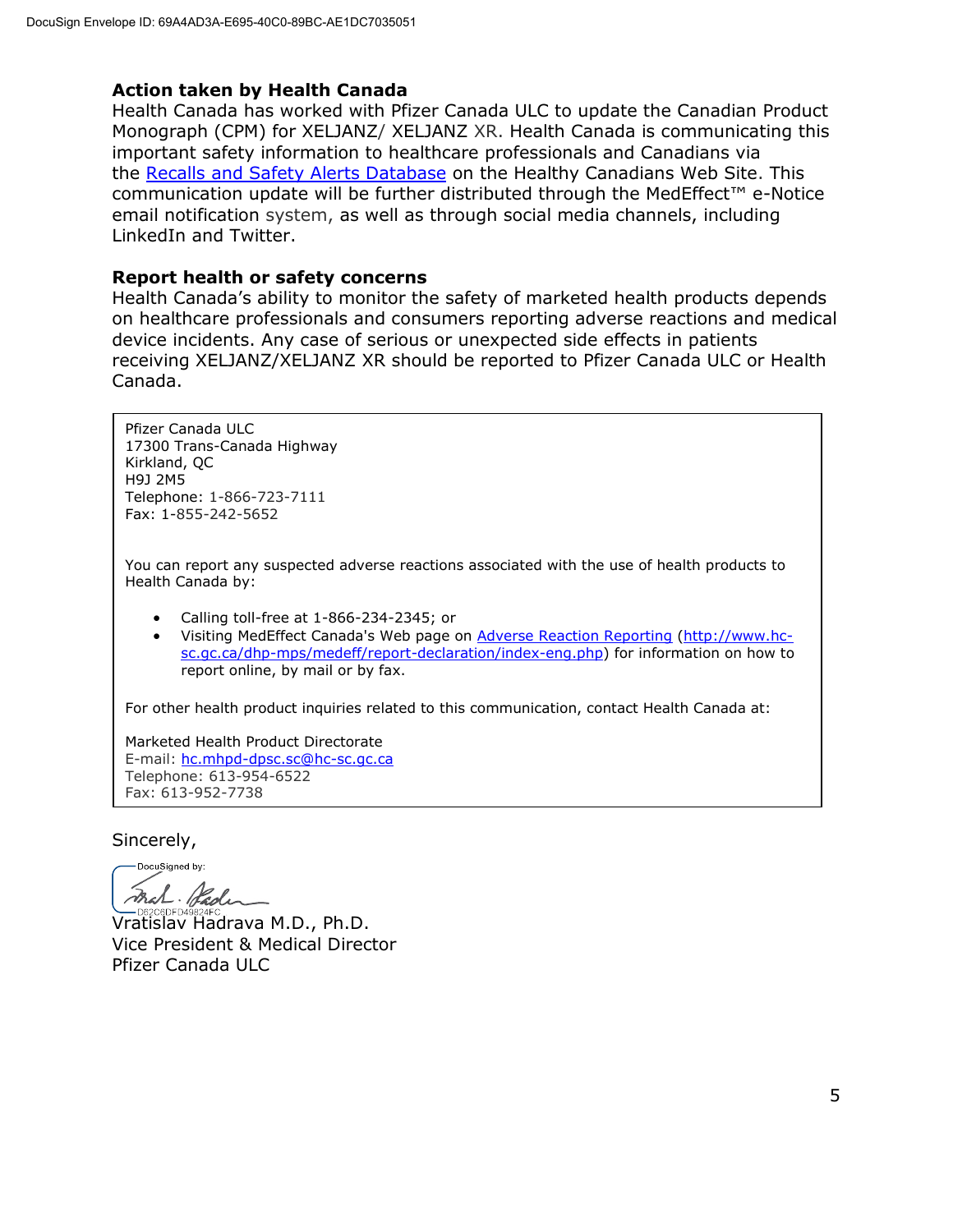### Action taken by Health Canada

Health Canada has worked with Pfizer Canada ULC to update the Canadian Product Monograph (CPM) for XELJANZ/ XELJANZ XR. Health Canada is communicating this important safety information to healthcare professionals and Canadians via the Recalls and Safety Alerts Database on the Healthy Canadians Web Site. This communication update will be further distributed through the MedEffect™ e-Notice email notification system, as well as through social media channels, including LinkedIn and Twitter.

### Report health or safety concerns

Health Canada's ability to monitor the safety of marketed health products depends on healthcare professionals and consumers reporting adverse reactions and medical device incidents. Any case of serious or unexpected side effects in patients receiving XELJANZ/XELJANZ XR should be reported to Pfizer Canada ULC or Health Canada.

Pfizer Canada ULC
17300 Trans-Canada Highway
Kirkland, QC
H9J 2M5
Telephone: 1-866-723-7111
Fax: 1-855-242-5652

You can report any suspected adverse reactions associated with the use of health products to Health Canada by:

- Calling toll-free at 1-866-234-2345; or
- Visiting MedEffect Canada's Web page on Adverse Reaction Reporting (http://www.hc-sc.gc.ca/dhp-mps/medeff/report-declaration/index-eng.php) for information on how to report online, by mail or by fax.

For other health product inquiries related to this communication, contact Health Canada at:

Marketed Health Product Directorate
E-mail: hc.mhpd-dpsc.sc@hc-sc.gc.ca
Telephone: 613-954-6522
Fax: 613-952-7738

Sincerely,

DocuSigned by:
D82C8DFD49824FC

Vratislav Hadrava M.D., Ph.D.
Vice President & Medical Director
Pfizer Canada ULC